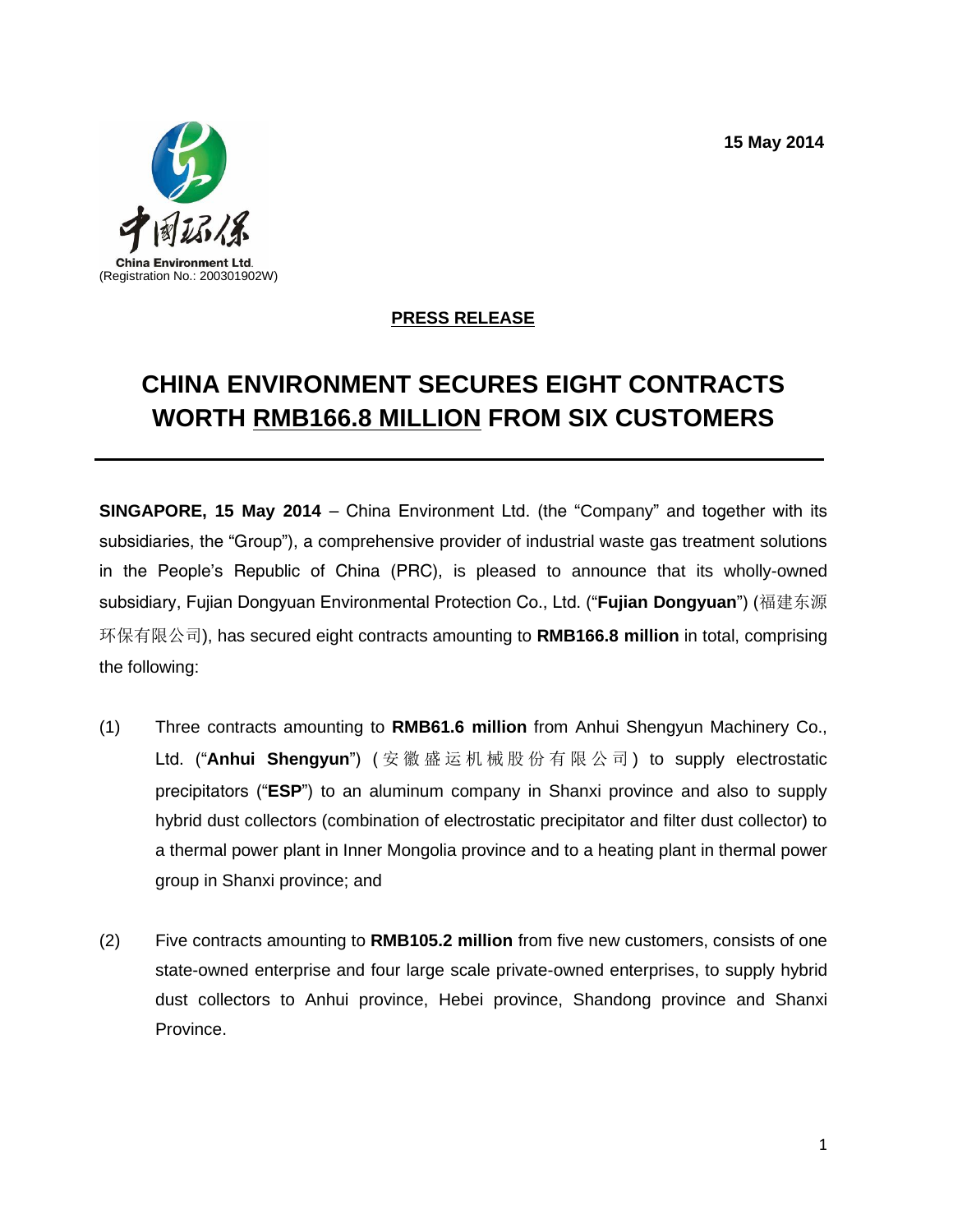15 May 2014

China Environment Ltd.
(Registration No.: 200301902W)

**PRESS RELEASE**

# CHINA ENVIRONMENT SECURES EIGHT CONTRACTS WORTH RMB166.8 MILLION FROM SIX CUSTOMERS

**SINGAPORE, 15 May 2014** – China Environment Ltd. (the "Company" and together with its subsidiaries, the "Group"), a comprehensive provider of industrial waste gas treatment solutions in the People's Republic of China (PRC), is pleased to announce that its wholly-owned subsidiary, Fujian Dongyuan Environmental Protection Co., Ltd. ("**Fujian Dongyuan**") (福建东源环保有限公司), has secured eight contracts amounting to **RMB166.8 million** in total, comprising the following:

(1) Three contracts amounting to **RMB61.6 million** from Anhui Shengyun Machinery Co., Ltd. ("**Anhui Shengyun**") (安徽盛运机械股份有限公司) to supply electrostatic precipitators ("**ESP**") to an aluminum company in Shanxi province and also to supply hybrid dust collectors (combination of electrostatic precipitator and filter dust collector) to a thermal power plant in Inner Mongolia province and to a heating plant in thermal power group in Shanxi province; and

(2) Five contracts amounting to **RMB105.2 million** from five new customers, consists of one state-owned enterprise and four large scale private-owned enterprises, to supply hybrid dust collectors to Anhui province, Hebei province, Shandong province and Shanxi Province.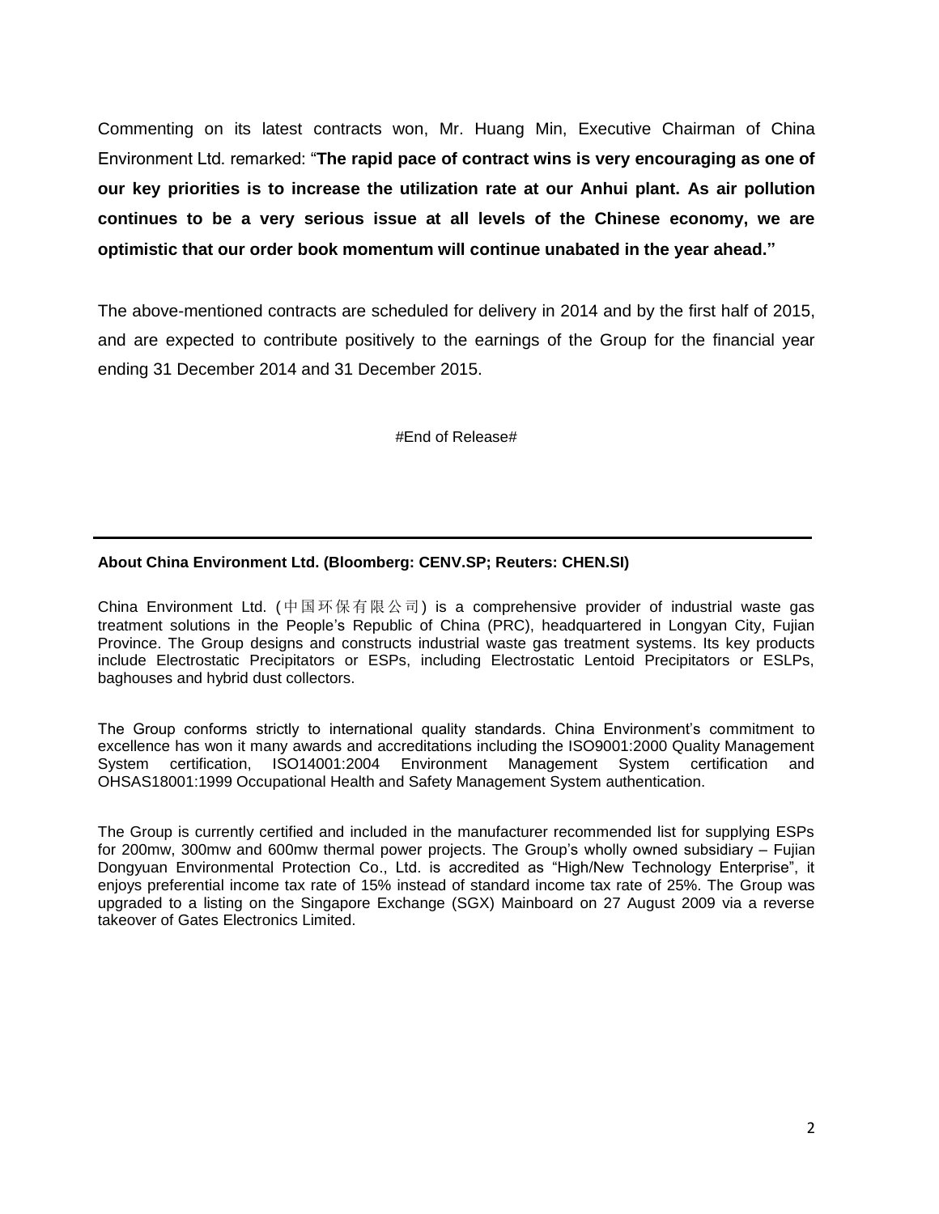Commenting on its latest contracts won, Mr. Huang Min, Executive Chairman of China Environment Ltd. remarked: "**The rapid pace of contract wins is very encouraging as one of our key priorities is to increase the utilization rate at our Anhui plant. As air pollution continues to be a very serious issue at all levels of the Chinese economy, we are optimistic that our order book momentum will continue unabated in the year ahead.**"

The above-mentioned contracts are scheduled for delivery in 2014 and by the first half of 2015, and are expected to contribute positively to the earnings of the Group for the financial year ending 31 December 2014 and 31 December 2015.

#End of Release#

---

**About China Environment Ltd. (Bloomberg: CENV.SP; Reuters: CHEN.SI)**

China Environment Ltd. (中国环保有限公司) is a comprehensive provider of industrial waste gas treatment solutions in the People's Republic of China (PRC), headquartered in Longyan City, Fujian Province. The Group designs and constructs industrial waste gas treatment systems. Its key products include Electrostatic Precipitators or ESPs, including Electrostatic Lentoid Precipitators or ESLPs, baghouses and hybrid dust collectors.

The Group conforms strictly to international quality standards. China Environment's commitment to excellence has won it many awards and accreditations including the ISO9001:2000 Quality Management System certification, ISO14001:2004 Environment Management System certification and OHSAS18001:1999 Occupational Health and Safety Management System authentication.

The Group is currently certified and included in the manufacturer recommended list for supplying ESPs for 200mw, 300mw and 600mw thermal power projects. The Group's wholly owned subsidiary – Fujian Dongyuan Environmental Protection Co., Ltd. is accredited as "High/New Technology Enterprise", it enjoys preferential income tax rate of 15% instead of standard income tax rate of 25%. The Group was upgraded to a listing on the Singapore Exchange (SGX) Mainboard on 27 August 2009 via a reverse takeover of Gates Electronics Limited.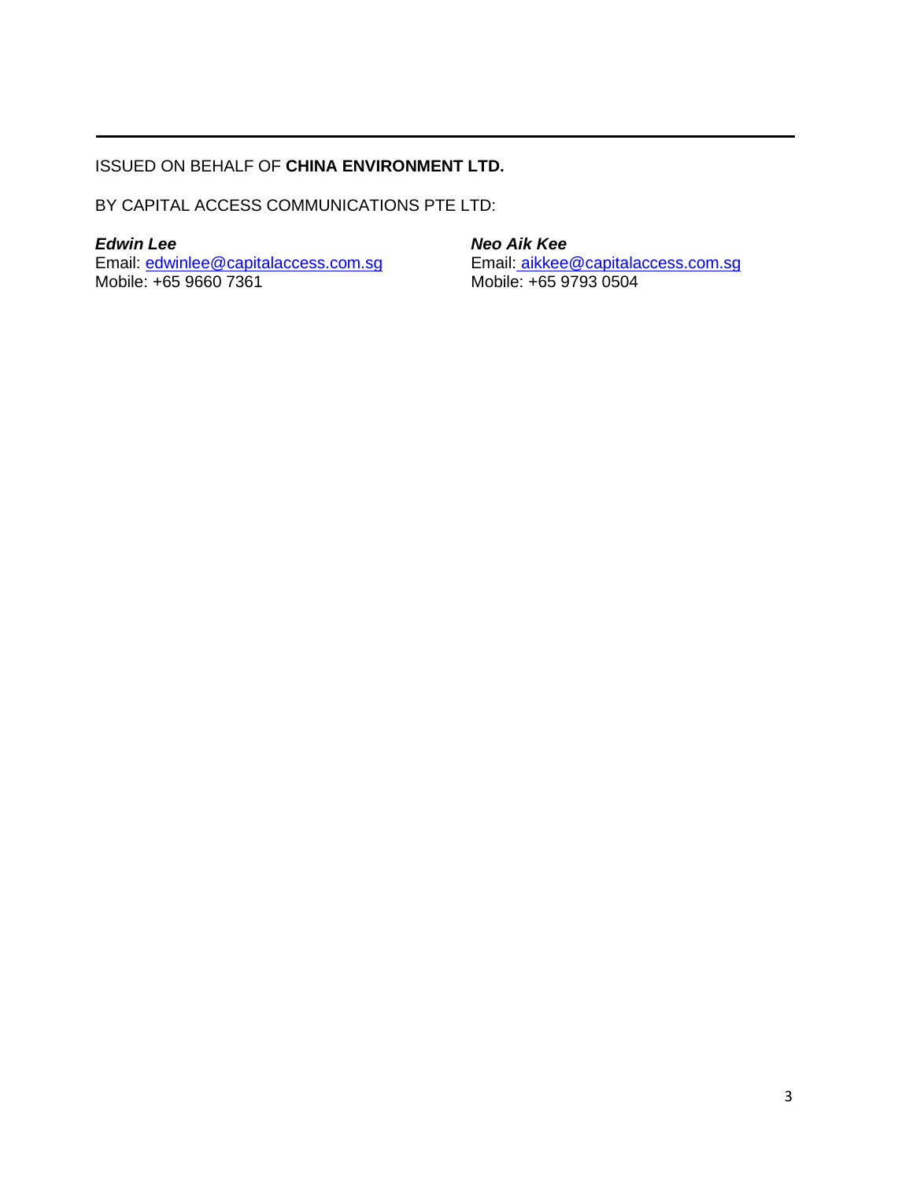---

ISSUED ON BEHALF OF **CHINA ENVIRONMENT LTD.**

BY CAPITAL ACCESS COMMUNICATIONS PTE LTD:

***Edwin Lee***
Email: edwinlee@capitalaccess.com.sg
Mobile: +65 9660 7361

***Neo Aik Kee***
Email: aikkee@capitalaccess.com.sg
Mobile: +65 9793 0504